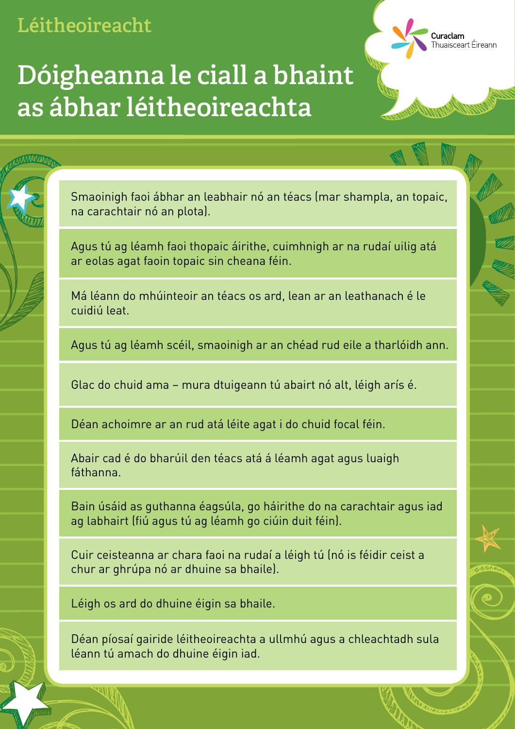Léitheoireacht

# Dóigheanna le ciall a bhaint as ábhar léitheoireachta

Curaclam Thuaisceart Éireann

- Smaoinigh faoi ábhar an leabhair nó an téacs (mar shampla, an topaic, na carachtair nó an plota).
- Agus tú ag léamh faoi thopaic áirithe, cuimhnigh ar na rudaí uilig atá ar eolas agat faoin topaic sin cheana féin.
- Má léann do mhúinteoir an téacs os ard, lean ar an leathanach é le cuidiú leat.
- Agus tú ag léamh scéil, smaoinigh ar an chéad rud eile a tharlóidh ann.
- Glac do chuid ama – mura dtuigeann tú abairt nó alt, léigh arís é.
- Déan achoimre ar an rud atá léite agat i do chuid focal féin.
- Abair cad é do bharúil den téacs atá á léamh agat agus luaigh fáthanna.
- Bain úsáid as guthanna éagsúla, go háirithe do na carachtair agus iad ag labhairt (fiú agus tú ag léamh go ciúin duit féin).
- Cuir ceisteanna ar chara faoi na rudaí a léigh tú (nó is féidir ceist a chur ar ghrúpa nó ar dhuine sa bhaile).
- Léigh os ard do dhuine éigin sa bhaile.
- Déan píosaí gairide léitheoireachta a ullmhú agus a chleachtadh sula léann tú amach do dhuine éigin iad.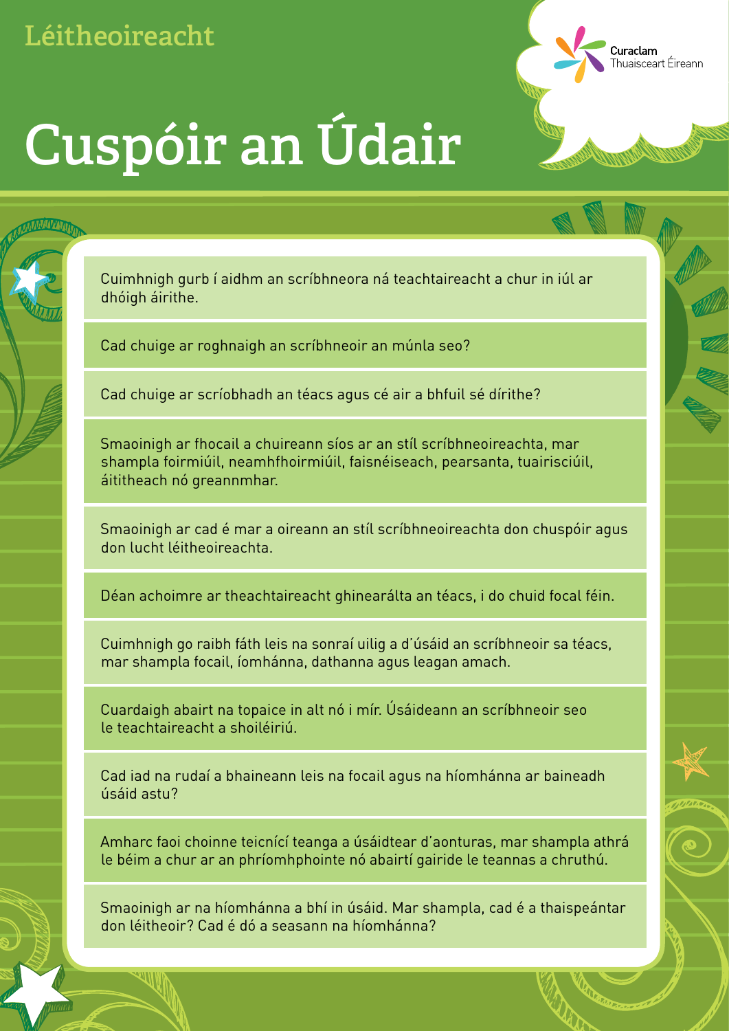Léitheoireacht

# Cuspóir an Údair

Curaclam Thuaisceart Éireann

- Cuimhnigh gurb í aidhm an scríbhneora ná teachtaireacht a chur in iúl ar dhóigh áirithe.
- Cad chuige ar roghnaigh an scríbhneoir an múnla seo?
- Cad chuige ar scríobhadh an téacs agus cé air a bhfuil sé dírithe?
- Smaoinigh ar fhocail a chuireann síos ar an stíl scríbhneoireachta, mar shampla foirmiúil, neamhfhoirmiúil, faisnéiseach, pearsanta, tuairisciúil, áititheach nó greannmhar.
- Smaoinigh ar cad é mar a oireann an stíl scríbhneoireachta don chuspóir agus don lucht léitheoireachta.
- Déan achoimre ar theachtaireacht ghinearálta an téacs, i do chuid focal féin.
- Cuimhnigh go raibh fáth leis na sonraí uilig a d'úsáid an scríbhneoir sa téacs, mar shampla focail, íomhánna, dathanna agus leagan amach.
- Cuardaigh abairt na topaice in alt nó i mír. Úsáideann an scríbhneoir seo le teachtaireacht a shoiléiriú.
- Cad iad na rudaí a bhaineann leis na focail agus na híomhánna ar baineadh úsáid astu?
- Amharc faoi choinne teicnící teanga a úsáidtear d'aonturas, mar shampla athrá le béim a chur ar an phríomhphointe nó abairtí gairide le teannas a chruthú.
- Smaoinigh ar na híomhánna a bhí in úsáid. Mar shampla, cad é a thaispeántar don léitheoir? Cad é dó a seasann na híomhánna?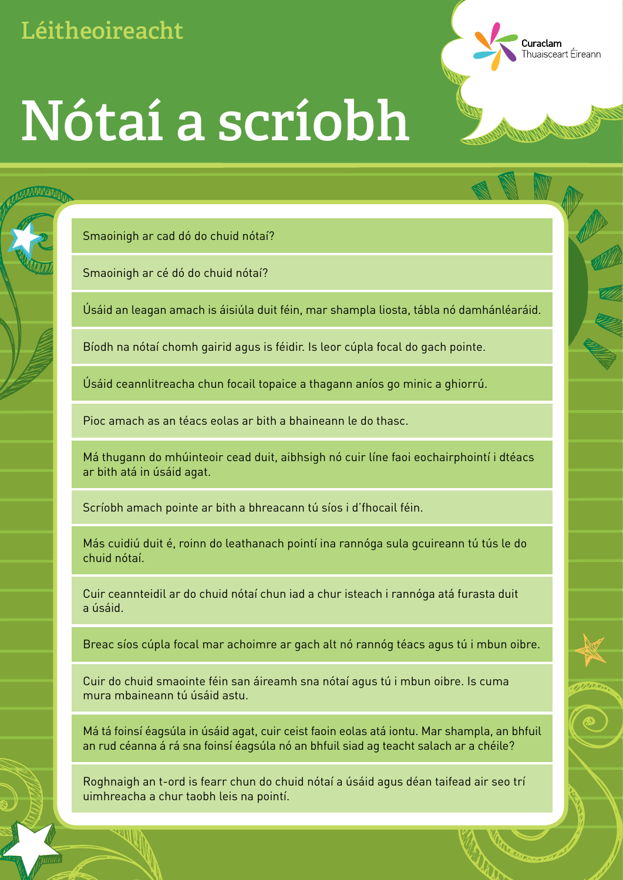Léitheoireacht

# Nótaí a scríobh

Curaclam Thuaisceart Éireann

- Smaoinigh ar cad dó do chuid nótaí?
- Smaoinigh ar cé dó do chuid nótaí?
- Úsáid an leagan amach is áisiúla duit féin, mar shampla liosta, tábla nó damhánléaráid.
- Bíodh na nótaí chomh gairid agus is féidir. Is leor cúpla focal do gach pointe.
- Úsáid ceannlitreacha chun focail topaice a thagann aníos go minic a ghiorrú.
- Pioc amach as an téacs eolas ar bith a bhaineann le do thasc.
- Má thugann do mhúinteoir cead duit, aibhsigh nó cuir líne faoi eochairphointí i dtéacs ar bith atá in úsáid agat.
- Scríobh amach pointe ar bith a bhreacann tú síos i d'fhocail féin.
- Más cuidiú duit é, roinn do leathanach pointí ina rannóga sula gcuireann tú tús le do chuid nótaí.
- Cuir ceannteidil ar do chuid nótaí chun iad a chur isteach i rannóga atá furasta duit a úsáid.
- Breac síos cúpla focal mar achoimre ar gach alt nó rannóg téacs agus tú i mbun oibre.
- Cuir do chuid smaointe féin san áireamh sna nótaí agus tú i mbun oibre. Is cuma mura mbaineann tú úsáid astu.
- Má tá foinsí éagsúla in úsáid agat, cuir ceist faoin eolas atá iontu. Mar shampla, an bhfuil an rud céanna á rá sna foinsí éagsúla nó an bhfuil siad ag teacht salach ar a chéile?
- Roghnaigh an t-ord is fearr chun do chuid nótaí a úsáid agus déan taifead air seo trí uimhreacha a chur taobh leis na pointí.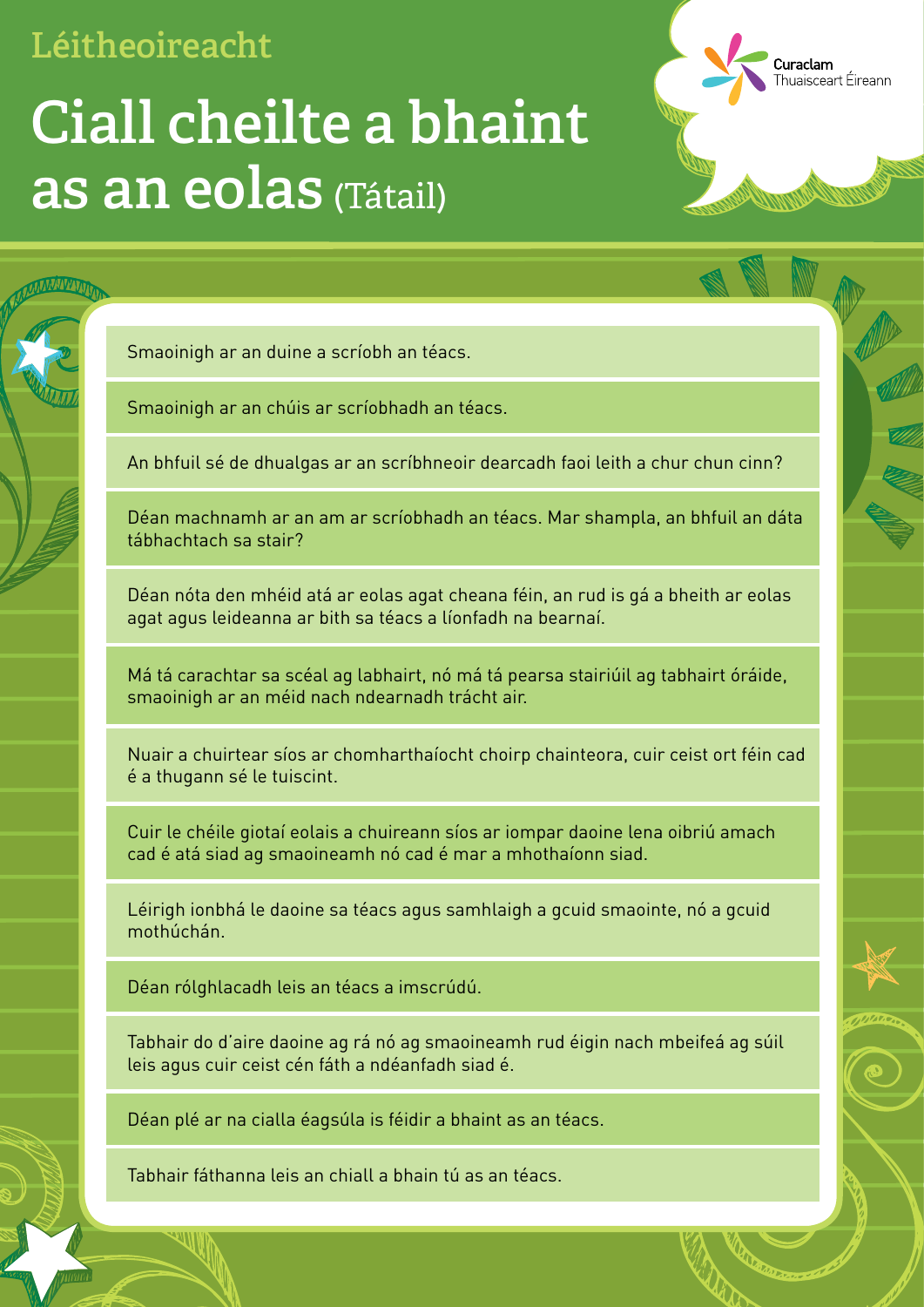Léitheoireacht

# Ciall cheilte a bhaint as an eolas (Tátail)

Curaclam Thuaisceart Éireann

- Smaoinigh ar an duine a scríobh an téacs.
- Smaoinigh ar an chúis ar scríobhadh an téacs.
- An bhfuil sé de dhualgas ar an scríbhneoir dearcadh faoi leith a chur chun cinn?
- Déan machnamh ar an am ar scríobhadh an téacs. Mar shampla, an bhfuil an dáta tábhachtach sa stair?
- Déan nóta den mhéid atá ar eolas agat cheana féin, an rud is gá a bheith ar eolas agat agus leideanna ar bith sa téacs a líonfadh na bearnaí.
- Má tá carachtar sa scéal ag labhairt, nó má tá pearsa stairiúil ag tabhairt óráide, smaoinigh ar an méid nach ndearnadh trácht air.
- Nuair a chuirtear síos ar chomharthaíocht choirp chainteora, cuir ceist ort féin cad é a thugann sé le tuiscint.
- Cuir le chéile giotaí eolais a chuireann síos ar iompar daoine lena oibriú amach cad é atá siad ag smaoineamh nó cad é mar a mhothaíonn siad.
- Léirigh ionbhá le daoine sa téacs agus samhlaigh a gcuid smaointe, nó a gcuid mothúchán.
- Déan rólghlacadh leis an téacs a imscrúdú.
- Tabhair do d'aire daoine ag rá nó ag smaoineamh rud éigin nach mbeifeá ag súil leis agus cuir ceist cén fáth a ndéanfadh siad é.
- Déan plé ar na cialla éagsúla is féidir a bhaint as an téacs.
- Tabhair fáthanna leis an chiall a bhain tú as an téacs.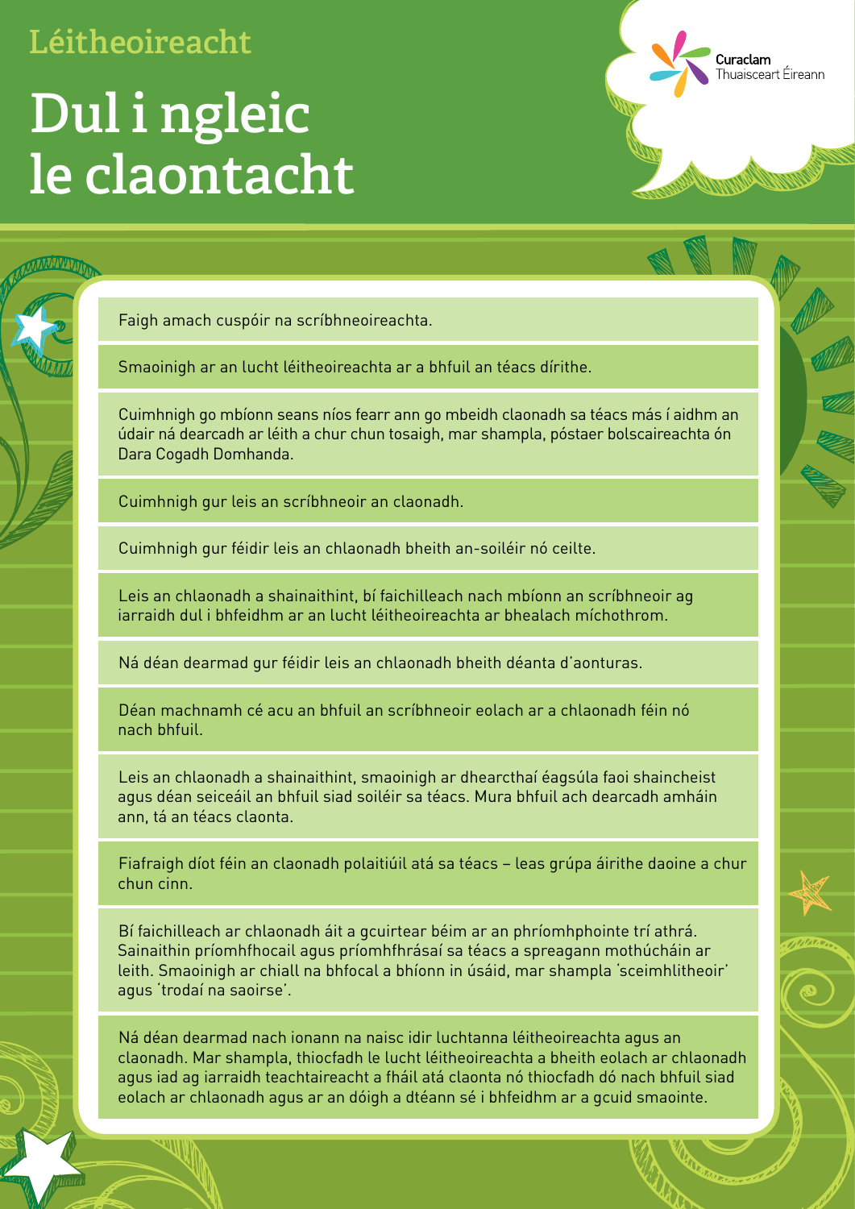Léitheoireacht

# Dul i ngleic le claontacht

Curaclam Thuaisceart Éireann

Faigh amach cuspóir na scríbhneoireachta.

Smaoinigh ar an lucht léitheoireachta ar a bhfuil an téacs dírithe.

Cuimhnigh go mbíonn seans níos fearr ann go mbeidh claonadh sa téacs más í aidhm an údair ná dearcadh ar léith a chur chun tosaigh, mar shampla, póstaer bolscaireachta ón Dara Cogadh Domhanda.

Cuimhnigh gur leis an scríbhneoir an claonadh.

Cuimhnigh gur féidir leis an chlaonadh bheith an-soiléir nó ceilte.

Leis an chlaonadh a shainaithint, bí faichilleach nach mbíonn an scríbhneoir ag iarraidh dul i bhfeidhm ar an lucht léitheoireachta ar bhealach míchothrom.

Ná déan dearmad gur féidir leis an chlaonadh bheith déanta d'aonturas.

Déan machnamh cé acu an bhfuil an scríbhneoir eolach ar a chlaonadh féin nó nach bhfuil.

Leis an chlaonadh a shainaithint, smaoinigh ar dhearcthaí éagsúla faoi shaincheist agus déan seiceáil an bhfuil siad soiléir sa téacs. Mura bhfuil ach dearcadh amháin ann, tá an téacs claonta.

Fiafraigh díot féin an claonadh polaitiúil atá sa téacs – leas grúpa áirithe daoine a chur chun cinn.

Bí faichilleach ar chlaonadh áit a gcuirtear béim ar an phríomhphointe trí athrá. Sainaithin príomhfhocail agus príomhfhrásaí sa téacs a spreagann mothúcháin ar leith. Smaoinigh ar chiall na bhfocal a bhíonn in úsáid, mar shampla 'sceimhlitheoir' agus 'trodaí na saoirse'.

Ná déan dearmad nach ionann na naisc idir luchtanna léitheoireachta agus an claonadh. Mar shampla, thiocfadh le lucht léitheoireachta a bheith eolach ar chlaonadh agus iad ag iarraidh teachtaireacht a fháil atá claonta nó thiocfadh dó nach bhfuil siad eolach ar chlaonadh agus ar an dóigh a dtéann sé i bhfeidhm ar a gcuid smaointe.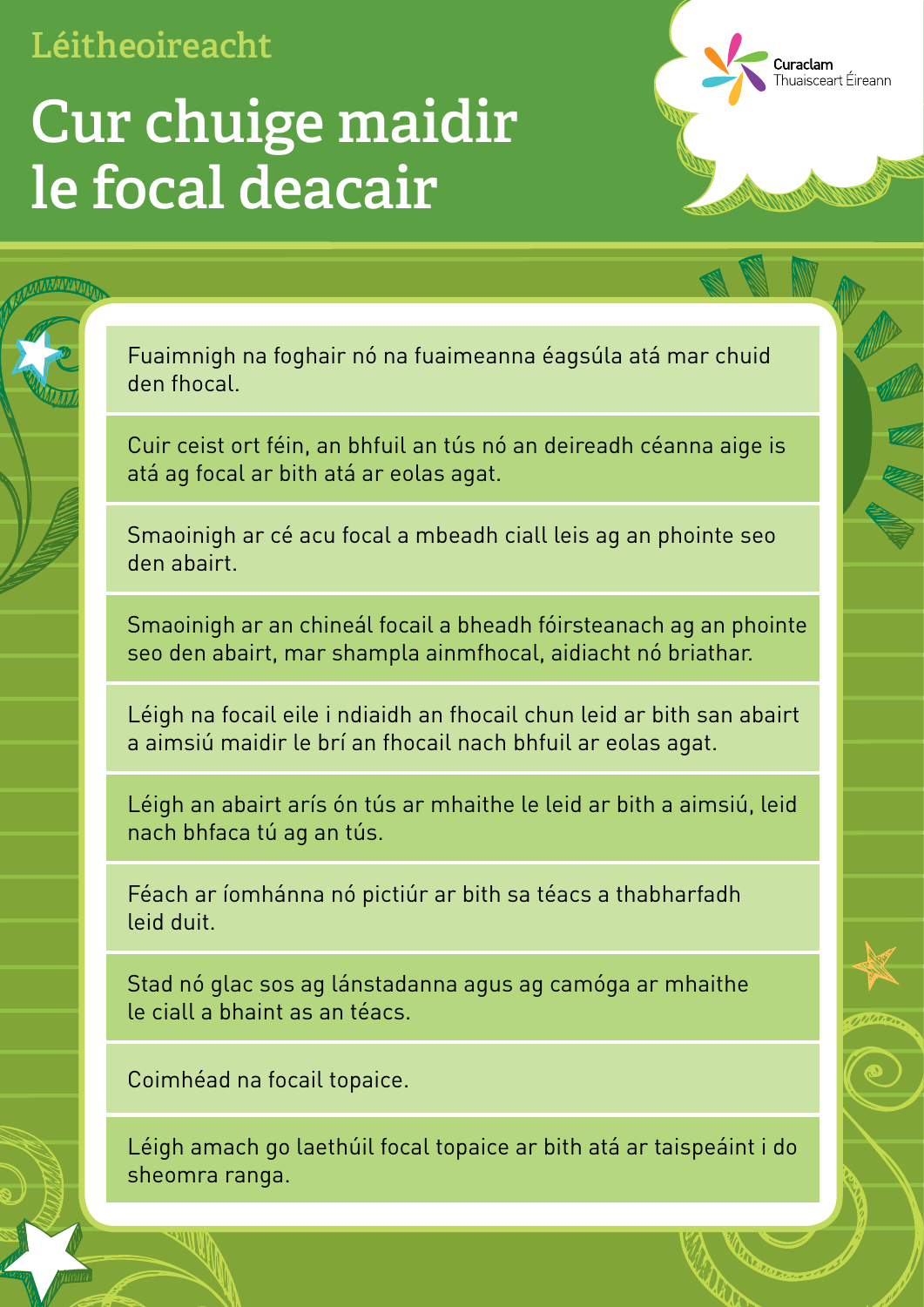Léitheoireacht

# Cur chuige maidir le focal deacair

Curaclam Thuaisceart Éireann

- Fuaimnigh na foghair nó na fuaimeanna éagsúla atá mar chuid den fhocal.
- Cuir ceist ort féin, an bhfuil an tús nó an deireadh céanna aige is atá ag focal ar bith atá ar eolas agat.
- Smaoinigh ar cé acu focal a mbeadh ciall leis ag an phointe seo den abairt.
- Smaoinigh ar an chineál focail a bheadh fóirsteanach ag an phointe seo den abairt, mar shampla ainmfhocal, aidiacht nó briathar.
- Léigh na focail eile i ndiaidh an fhocail chun leid ar bith san abairt a aimsiú maidir le brí an fhocail nach bhfuil ar eolas agat.
- Léigh an abairt arís ón tús ar mhaithe le leid ar bith a aimsiú, leid nach bhfaca tú ag an tús.
- Féach ar íomhánna nó pictiúr ar bith sa téacs a thabharfadh leid duit.
- Stad nó glac sos ag lánstadanna agus ag camóga ar mhaithe le ciall a bhaint as an téacs.
- Coimhéad na focail topaice.
- Léigh amach go laethúil focal topaice ar bith atá ar taispeáint i do sheomra ranga.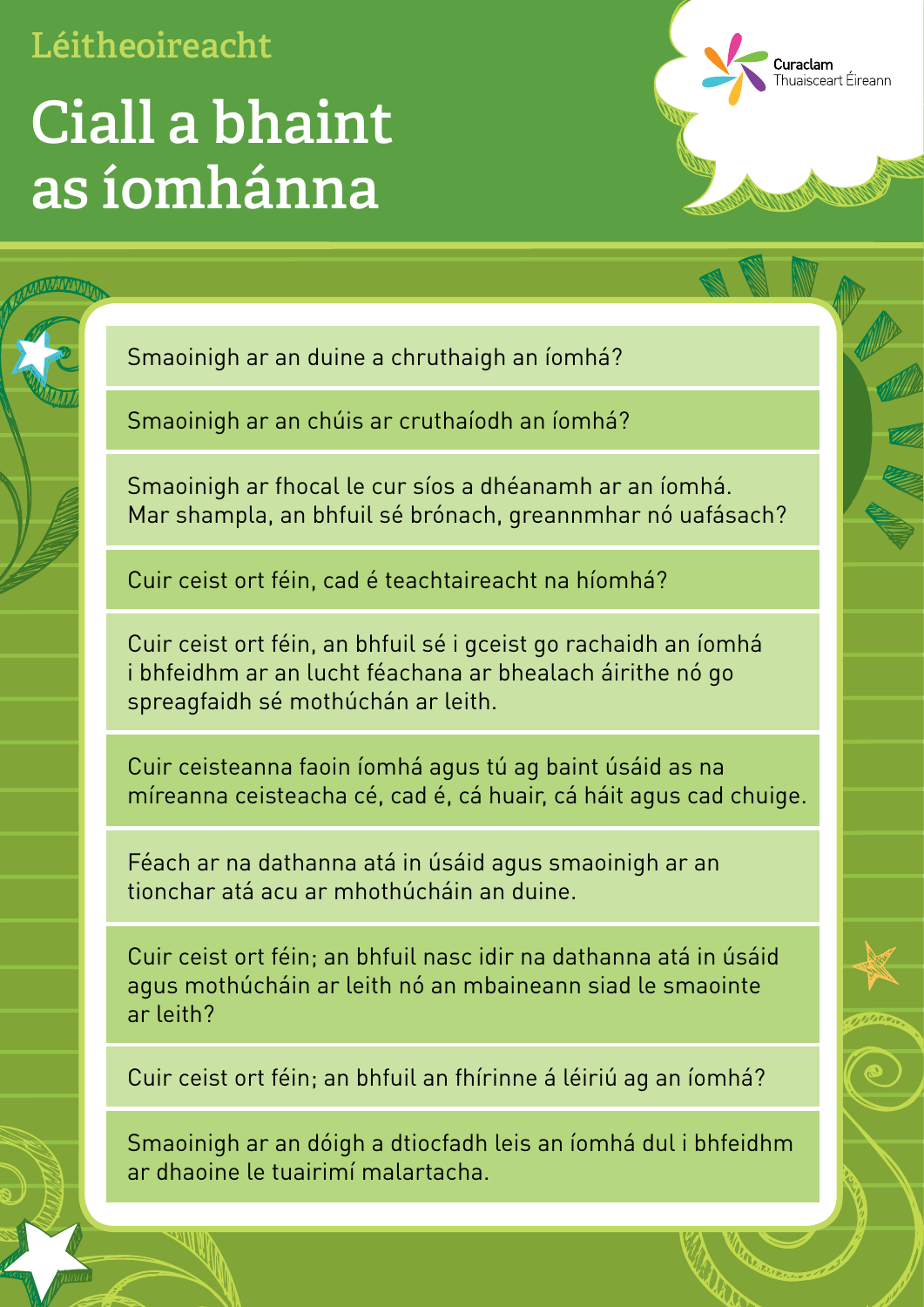Léitheoireacht

# Ciall a bhaint as íomhánna

Curaclam Thuaisceart Éireann

Smaoinigh ar an duine a chruthaigh an íomhá?

Smaoinigh ar an chúis ar cruthaíodh an íomhá?

Smaoinigh ar fhocal le cur síos a dhéanamh ar an íomhá. Mar shampla, an bhfuil sé brónach, greannmhar nó uafásach?

Cuir ceist ort féin, cad é teachtaireacht na híomhá?

Cuir ceist ort féin, an bhfuil sé i gceist go rachaidh an íomhá i bhfeidhm ar an lucht féachana ar bhealach áirithe nó go spreagfaidh sé mothúchán ar leith.

Cuir ceisteanna faoin íomhá agus tú ag baint úsáid as na míreanna ceisteacha cé, cad é, cá huair, cá háit agus cad chuige.

Féach ar na dathanna atá in úsáid agus smaoinigh ar an tionchar atá acu ar mhothúcháin an duine.

Cuir ceist ort féin; an bhfuil nasc idir na dathanna atá in úsáid agus mothúcháin ar leith nó an mbaineann siad le smaointe ar leith?

Cuir ceist ort féin; an bhfuil an fhírinne á léiriú ag an íomhá?

Smaoinigh ar an dóigh a dtiocfadh leis an íomhá dul i bhfeidhm ar dhaoine le tuairimí malartacha.